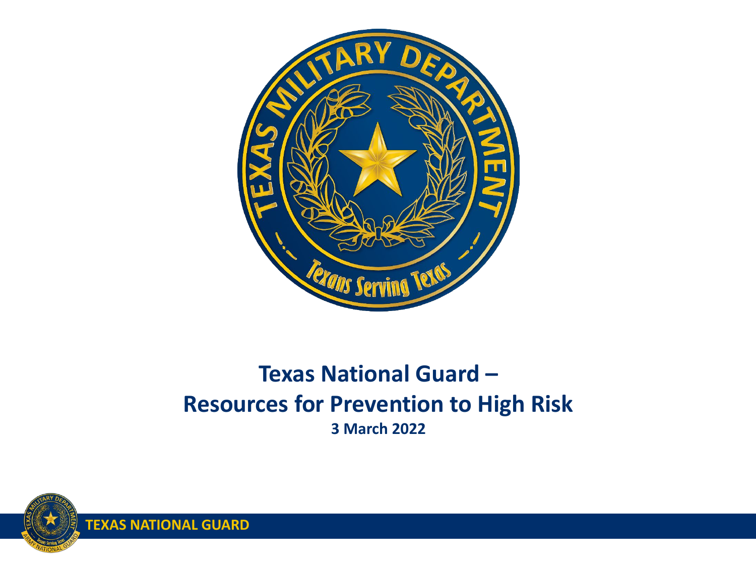# Texas National Guard – Resources for Prevention to High Risk

**3 March 2022**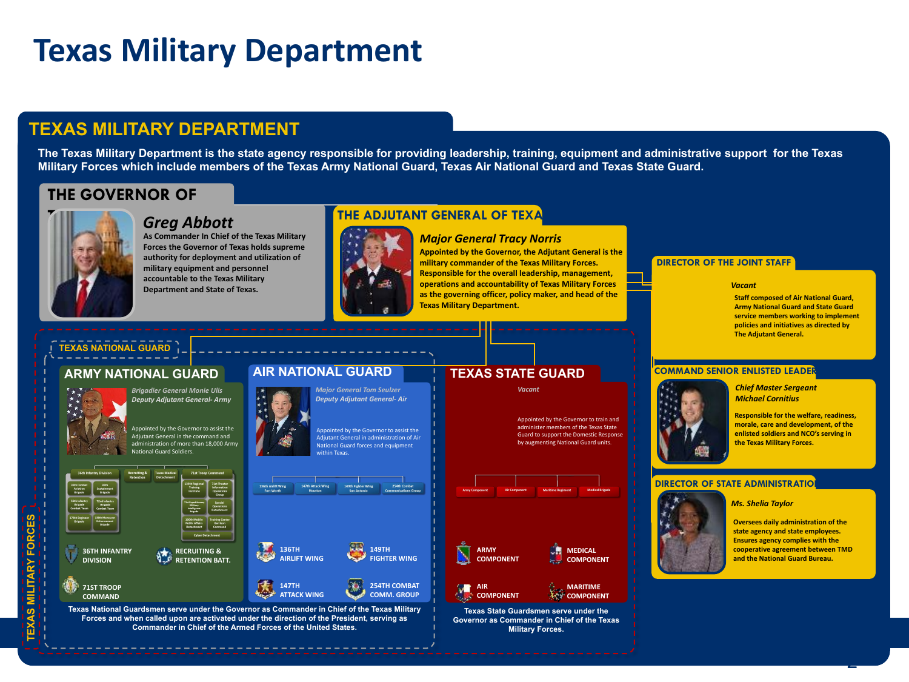# Texas Military Department

## TEXAS MILITARY DEPARTMENT

The Texas Military Department is the state agency responsible for providing leadership, training, equipment and administrative support for the Texas Military Forces which include members of the Texas Army National Guard, Texas Air National Guard and Texas State Guard.

### THE GOVERNOR OF T

***Greg Abbott***

As Commander In Chief of the Texas Military Forces the Governor of Texas holds supreme authority for deployment and utilization of military equipment and personnel accountable to the Texas Military Department and State of Texas.

### THE ADJUTANT GENERAL OF TEXA

***Major General Tracy Norris***

Appointed by the Governor, the Adjutant General is the military commander of the Texas Military Forces. Responsible for the overall leadership, management, operations and accountability of Texas Military Forces as the governing officer, policy maker, and head of the Texas Military Department.

### DIRECTOR OF THE JOINT STAFF

*Vacant*

Staff composed of Air National Guard, Army National Guard and State Guard service members working to implement policies and initiatives as directed by The Adjutant General.

### COMMAND SENIOR ENLISTED LEADER

***Chief Master Sergeant Michael Cornitius***

Responsible for the welfare, readiness, morale, care and development, of the enlisted soldiers and NCO's serving in the Texas Military Forces.

### DIRECTOR OF STATE ADMINISTRATIO

***Ms. Shelia Taylor***

Oversees daily administration of the state agency and state employees. Ensures agency complies with the cooperative agreement between TMD and the National Guard Bureau.

## TEXAS MILITARY FORCES

### TEXAS NATIONAL GUARD

#### ARMY NATIONAL GUARD

*Brigadier General Monie Ulis*
*Deputy Adjutant General- Army*

Appointed by the Governor to assist the Adjutant General in the command and administration of more than 18,000 Army National Guard Soldiers.

- 36th Infantry Division
- Recruiting & Retention
- Texas Medical Detachment
- 71st Troop Command

- 36TH INFANTRY DIVISION
- RECRUITING & RETENTION BATT.
- 71ST TROOP COMMAND

#### AIR NATIONAL GUARD

*Major General Tom Seulzer*
*Deputy Adjutant General- Air*

Appointed by the Governor to assist the Adjutant General in administration of Air National Guard forces and equipment within Texas.

- 136th Airlift Wing, Fort Worth
- 147th Attack Wing, Houston
- 149th Fighter Wing, San Antonio
- 254th Combat Communications Group

- 136TH AIRLIFT WING
- 149TH FIGHTER WING
- 147TH ATTACK WING
- 254TH COMBAT COMM. GROUP

Texas National Guardsmen serve under the Governor as Commander in Chief of the Texas Military Forces and when called upon are activated under the direction of the President, serving as Commander in Chief of the Armed Forces of the United States.

### TEXAS STATE GUARD

*Vacant*

Appointed by the Governor to train and administer members of the Texas State Guard to support the Domestic Response by augmenting National Guard units.

- Army Component
- Air Component
- Maritime Regiment
- Medical Brigade

- ARMY COMPONENT
- MEDICAL COMPONENT
- AIR COMPONENT
- MARITIME COMPONENT

Texas State Guardsmen serve under the Governor as Commander in Chief of the Texas Military Forces.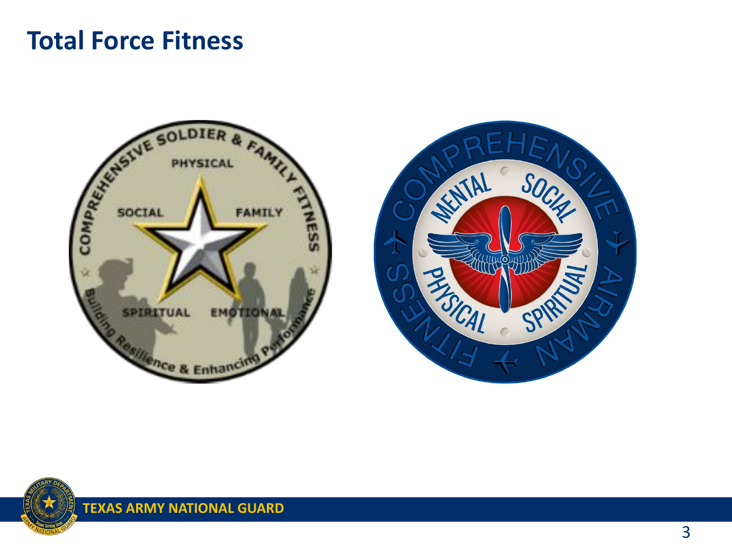# Total Force Fitness

COMPREHENSIVE SOLDIER & FAMILY FITNESS

PHYSICAL

SOCIAL

FAMILY

SPIRITUAL

EMOTIONAL

Building Resilience & Enhancing Performance

COMPREHENSIVE AIRMAN FITNESS

MENTAL

SOCIAL

PHYSICAL

SPIRITUAL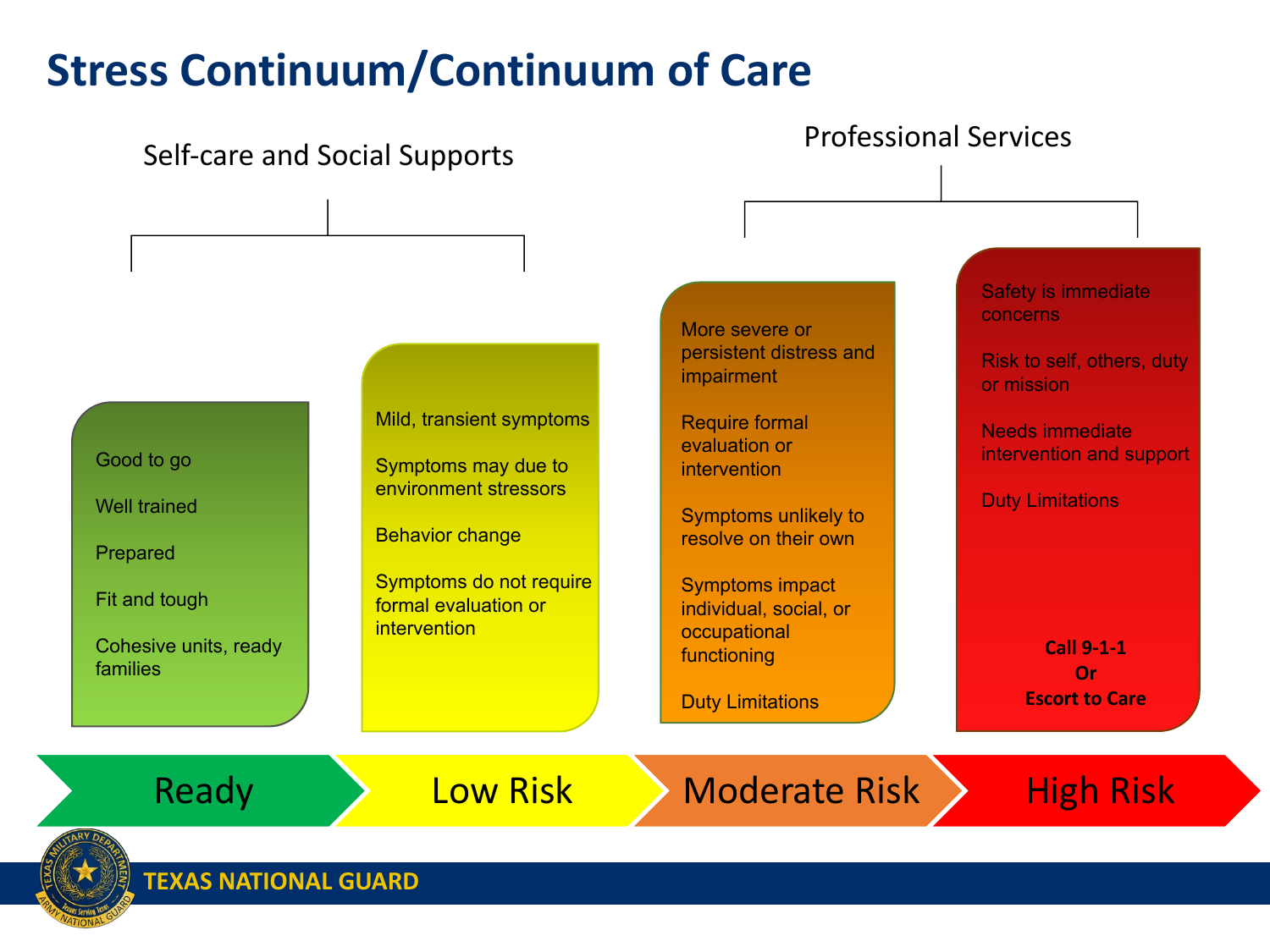# Stress Continuum/Continuum of Care

| | Self-care and Social Supports | | Professional Services | |
|---|---|---|---|---|
| | **Ready** | **Low Risk** | **Moderate Risk** | **High Risk** |
| | Good to go<br><br>Well trained<br><br>Prepared<br><br>Fit and tough<br><br>Cohesive units, ready families | Mild, transient symptoms<br><br>Symptoms may due to environment stressors<br><br>Behavior change<br><br>Symptoms do not require formal evaluation or intervention | More severe or persistent distress and impairment<br><br>Require formal evaluation or intervention<br><br>Symptoms unlikely to resolve on their own<br><br>Symptoms impact individual, social, or occupational functioning<br><br>Duty Limitations | Safety is immediate concerns<br><br>Risk to self, others, duty or mission<br><br>Needs immediate intervention and support<br><br>Duty Limitations<br><br>**Call 9-1-1 Or Escort to Care** |

TEXAS NATIONAL GUARD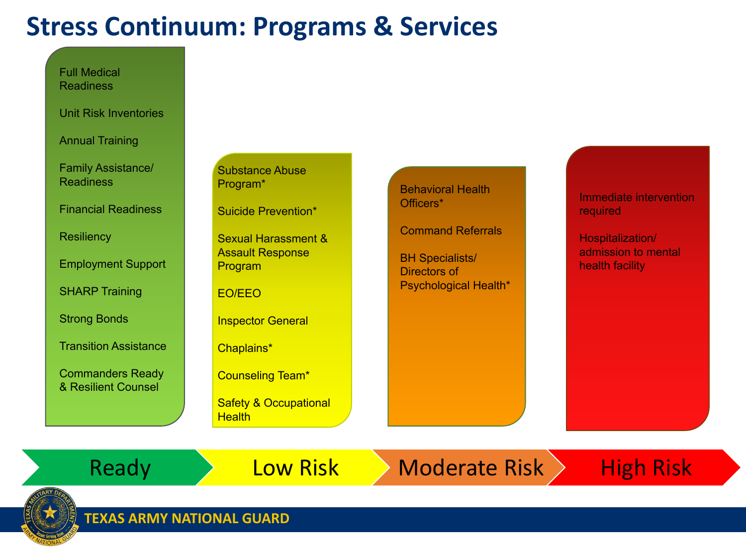# Stress Continuum: Programs & Services

| Ready | Low Risk | Moderate Risk | High Risk |
| --- | --- | --- | --- |
| Full Medical Readiness | Substance Abuse Program* | Behavioral Health Officers* | Immediate intervention required |
| Unit Risk Inventories | Suicide Prevention* | Command Referrals | Hospitalization/ admission to mental health facility |
| Annual Training | Sexual Harassment & Assault Response Program | BH Specialists/ Directors of Psychological Health* | |
| Family Assistance/ Readiness | EO/EEO | | |
| Financial Readiness | Inspector General | | |
| Resiliency | Chaplains* | | |
| Employment Support | Counseling Team* | | |
| SHARP Training | Safety & Occupational Health | | |
| Strong Bonds | | | |
| Transition Assistance | | | |
| Commanders Ready & Resilient Counsel | | | |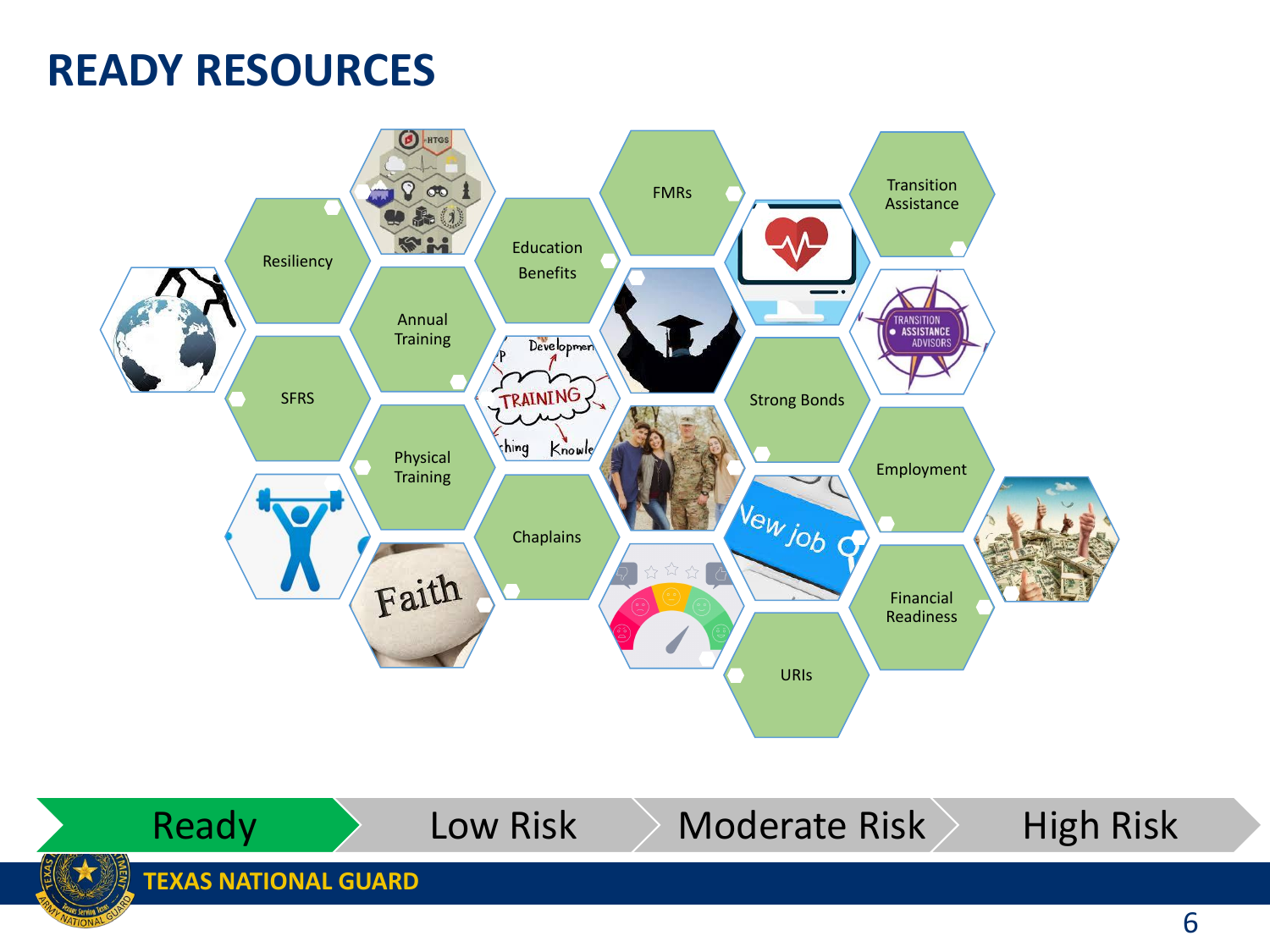# READY RESOURCES

- Resiliency
- SFRS
- Annual Training
- Physical Training
- Education Benefits
- Chaplains
- FMRs
- Strong Bonds
- URIs
- Transition Assistance
- Employment
- Financial Readiness

Ready | Low Risk | Moderate Risk | High Risk

TEXAS NATIONAL GUARD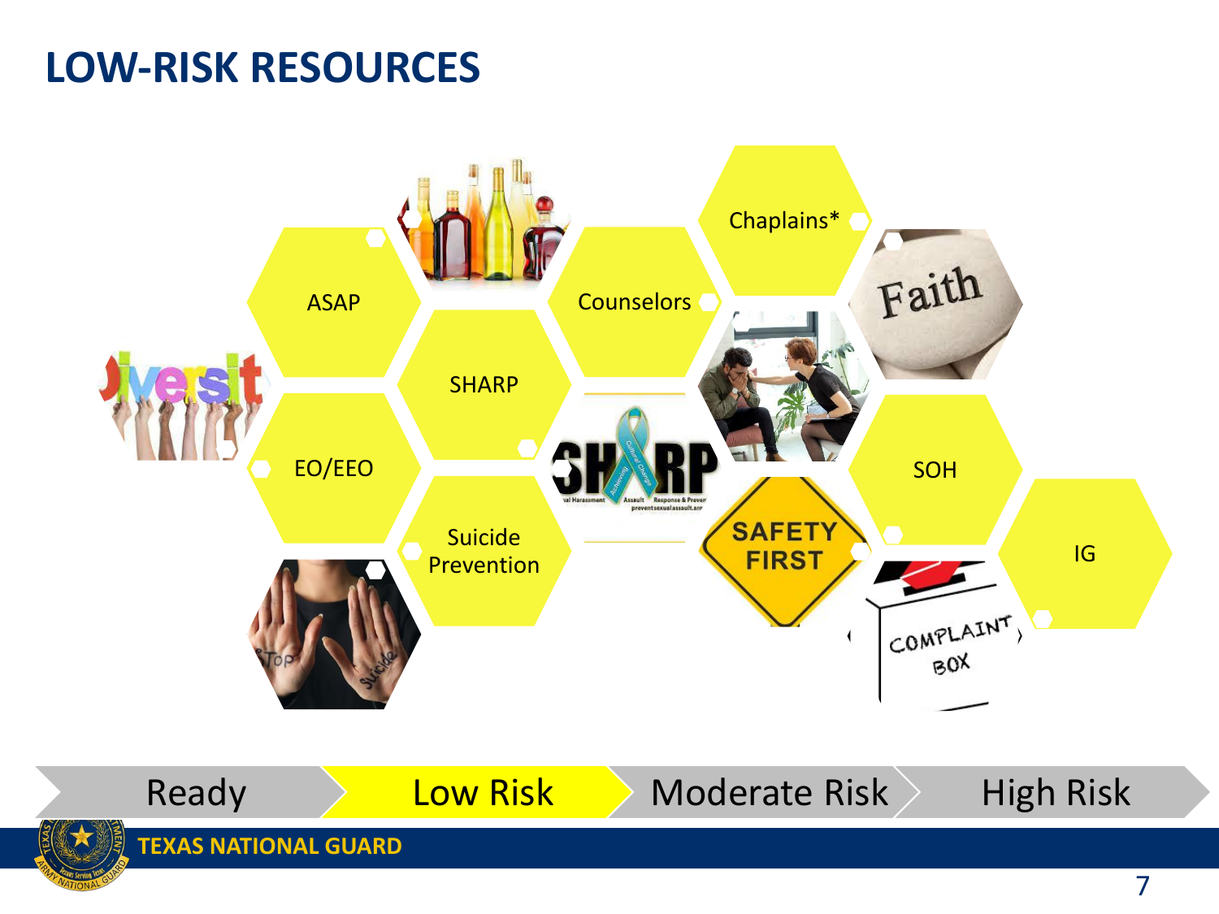# LOW-RISK RESOURCES

- ASAP
- SHARP
- EO/EEO
- Suicide Prevention
- Counselors
- Chaplains*
- SOH
- IG

Ready | Low Risk | Moderate Risk | High Risk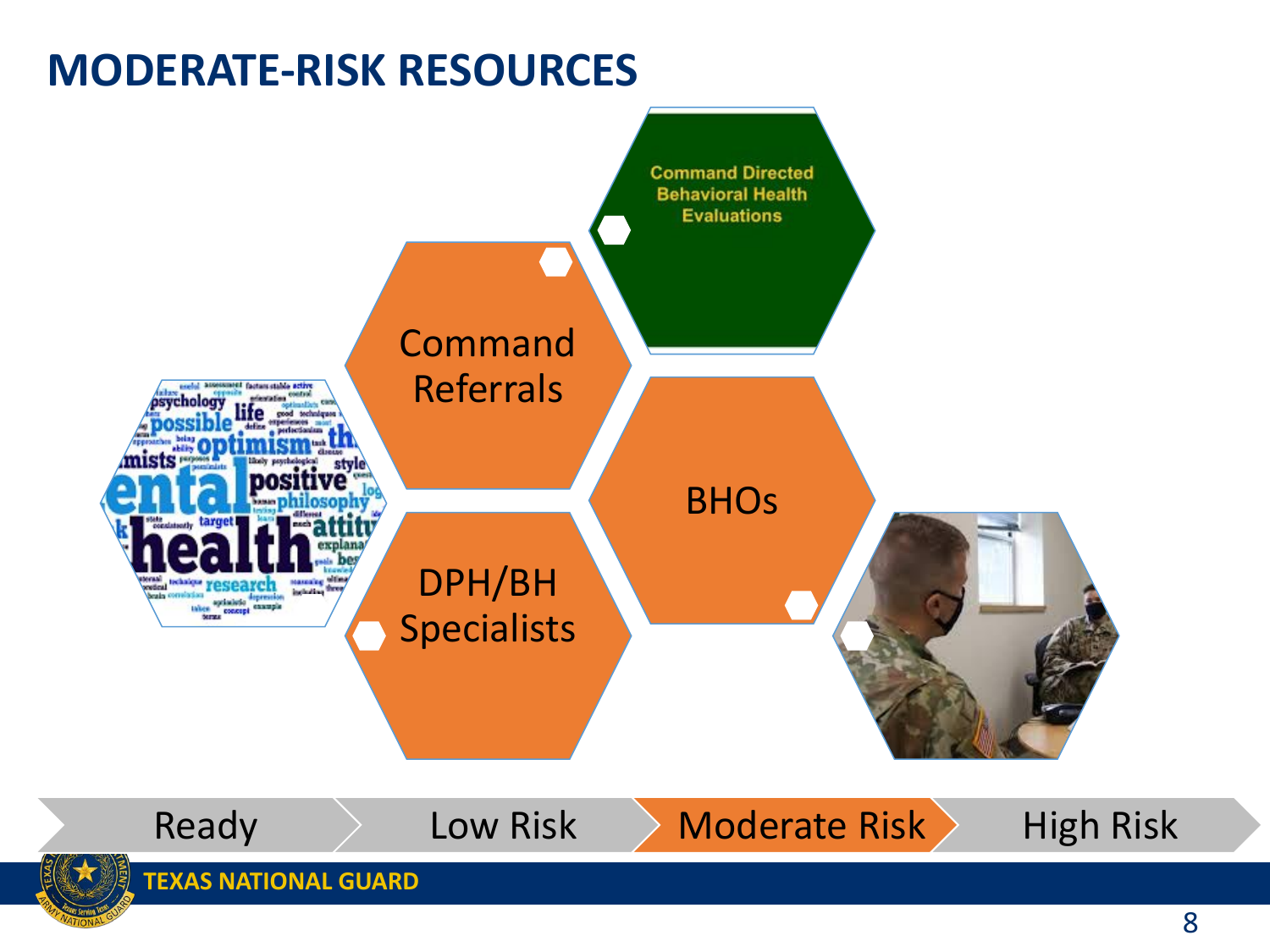# MODERATE-RISK RESOURCES

- Command Directed Behavioral Health Evaluations
- Command Referrals
- BHOs
- DPH/BH Specialists

Ready | Low Risk | **Moderate Risk** | High Risk

TEXAS NATIONAL GUARD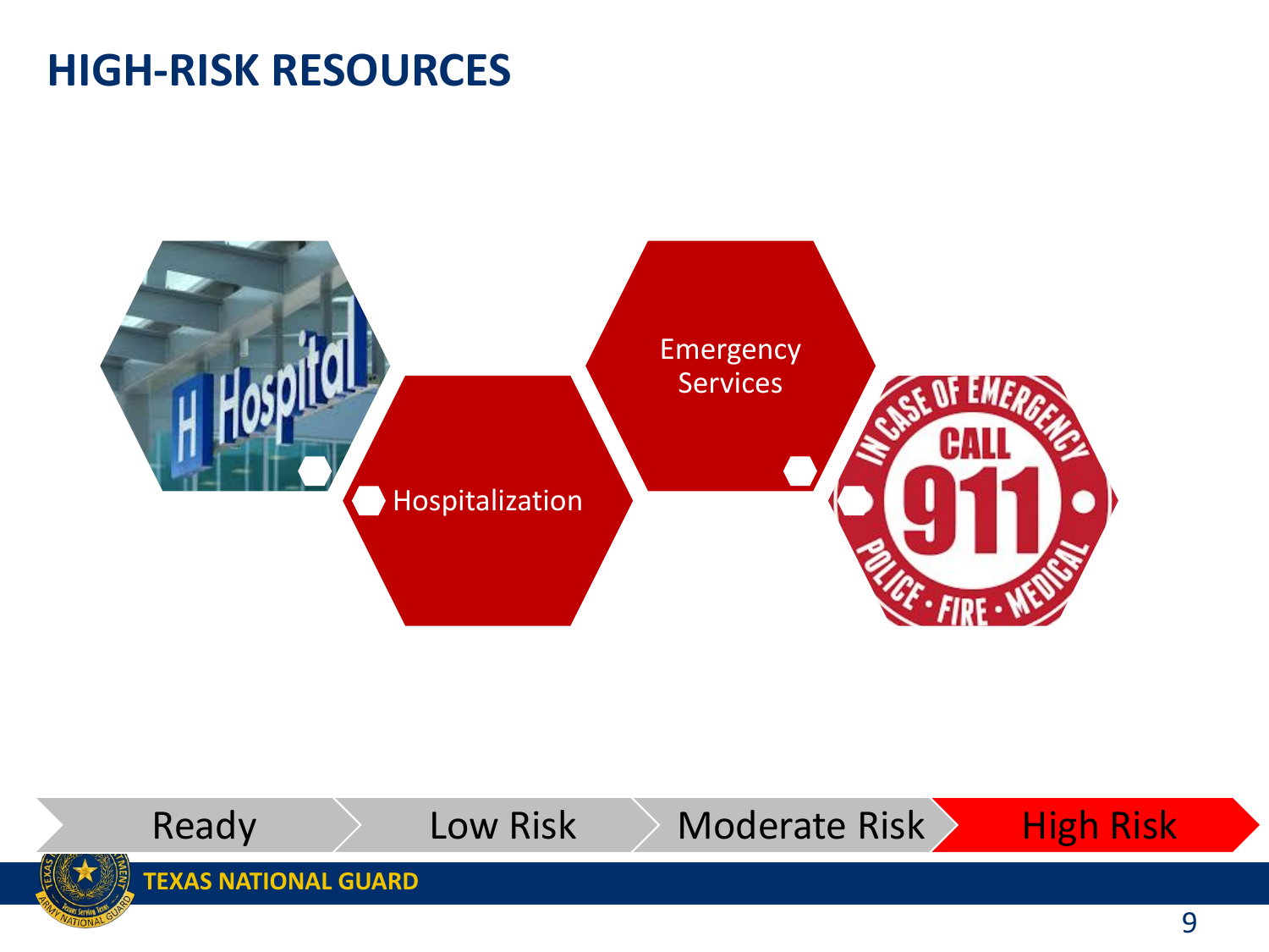# HIGH-RISK RESOURCES

- Hospitalization
- Emergency Services

Ready | Low Risk | Moderate Risk | High Risk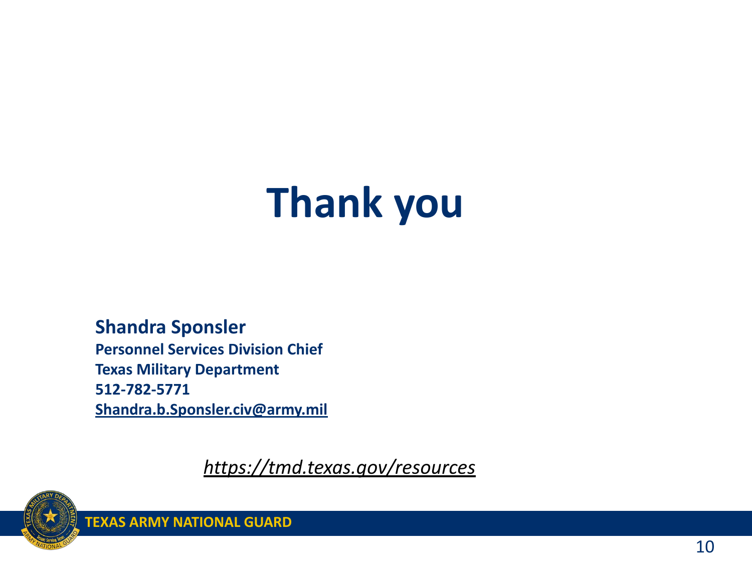# Thank you

**Shandra Sponsler**
**Personnel Services Division Chief**
**Texas Military Department**
**512-782-5771**
**Shandra.b.Sponsler.civ@army.mil**

*https://tmd.texas.gov/resources*